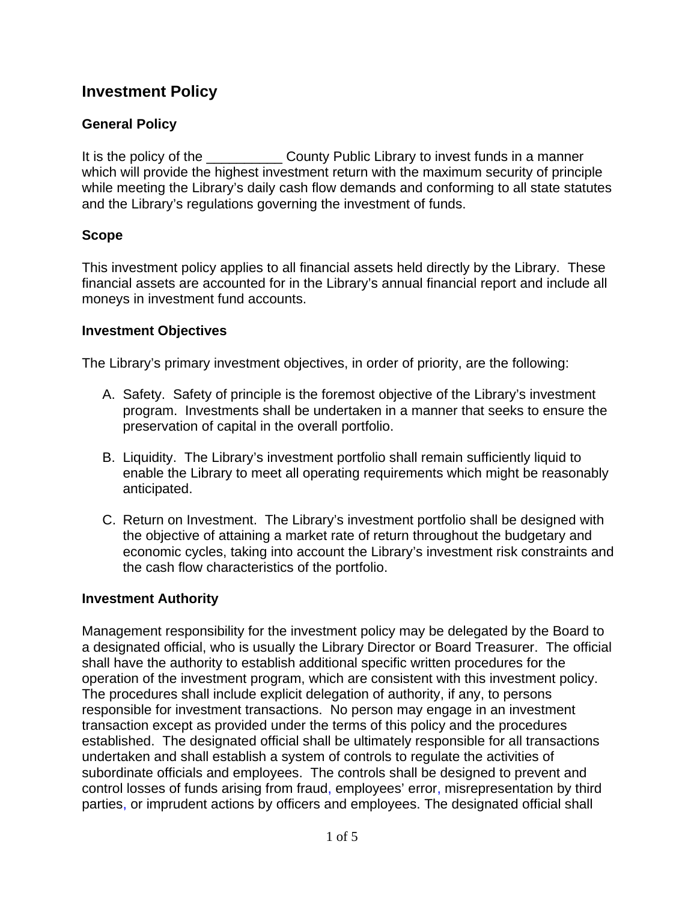# Investment Policy

## General Policy

It is the policy of the __________ County Public Library to invest funds in a manner which will provide the highest investment return with the maximum security of principle while meeting the Library's daily cash flow demands and conforming to all state statutes and the Library's regulations governing the investment of funds.

## Scope

This investment policy applies to all financial assets held directly by the Library. These financial assets are accounted for in the Library's annual financial report and include all moneys in investment fund accounts.

## Investment Objectives

The Library's primary investment objectives, in order of priority, are the following:

A. Safety. Safety of principle is the foremost objective of the Library's investment program. Investments shall be undertaken in a manner that seeks to ensure the preservation of capital in the overall portfolio.

B. Liquidity. The Library's investment portfolio shall remain sufficiently liquid to enable the Library to meet all operating requirements which might be reasonably anticipated.

C. Return on Investment. The Library's investment portfolio shall be designed with the objective of attaining a market rate of return throughout the budgetary and economic cycles, taking into account the Library's investment risk constraints and the cash flow characteristics of the portfolio.

## Investment Authority

Management responsibility for the investment policy may be delegated by the Board to a designated official, who is usually the Library Director or Board Treasurer. The official shall have the authority to establish additional specific written procedures for the operation of the investment program, which are consistent with this investment policy. The procedures shall include explicit delegation of authority, if any, to persons responsible for investment transactions. No person may engage in an investment transaction except as provided under the terms of this policy and the procedures established. The designated official shall be ultimately responsible for all transactions undertaken and shall establish a system of controls to regulate the activities of subordinate officials and employees. The controls shall be designed to prevent and control losses of funds arising from fraud, employees' error, misrepresentation by third parties, or imprudent actions by officers and employees. The designated official shall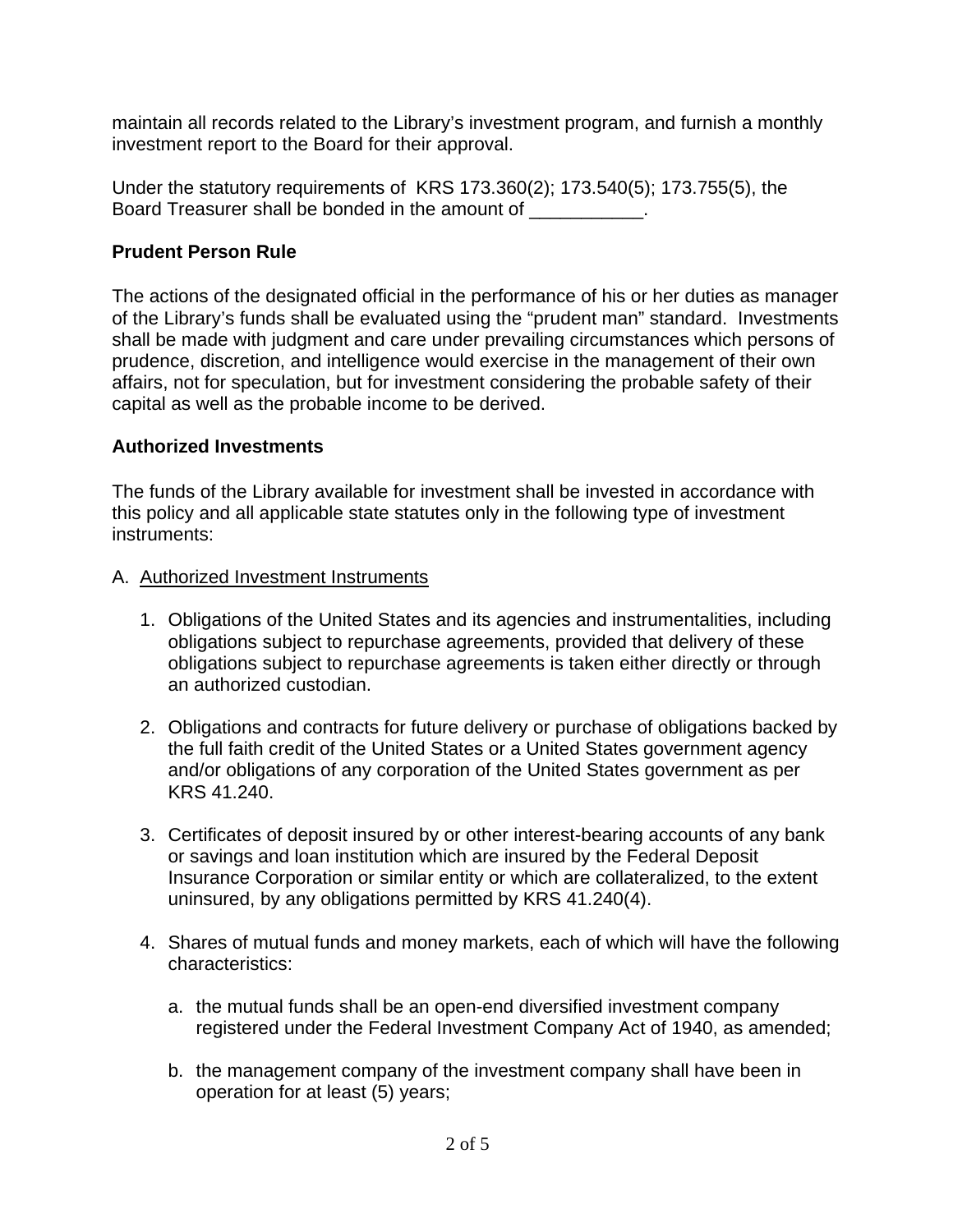maintain all records related to the Library's investment program, and furnish a monthly investment report to the Board for their approval.

Under the statutory requirements of KRS 173.360(2); 173.540(5); 173.755(5), the Board Treasurer shall be bonded in the amount of ___________.

**Prudent Person Rule**

The actions of the designated official in the performance of his or her duties as manager of the Library's funds shall be evaluated using the "prudent man" standard. Investments shall be made with judgment and care under prevailing circumstances which persons of prudence, discretion, and intelligence would exercise in the management of their own affairs, not for speculation, but for investment considering the probable safety of their capital as well as the probable income to be derived.

**Authorized Investments**

The funds of the Library available for investment shall be invested in accordance with this policy and all applicable state statutes only in the following type of investment instruments:

A. Authorized Investment Instruments

1. Obligations of the United States and its agencies and instrumentalities, including obligations subject to repurchase agreements, provided that delivery of these obligations subject to repurchase agreements is taken either directly or through an authorized custodian.

2. Obligations and contracts for future delivery or purchase of obligations backed by the full faith credit of the United States or a United States government agency and/or obligations of any corporation of the United States government as per KRS 41.240.

3. Certificates of deposit insured by or other interest-bearing accounts of any bank or savings and loan institution which are insured by the Federal Deposit Insurance Corporation or similar entity or which are collateralized, to the extent uninsured, by any obligations permitted by KRS 41.240(4).

4. Shares of mutual funds and money markets, each of which will have the following characteristics:

   a. the mutual funds shall be an open-end diversified investment company registered under the Federal Investment Company Act of 1940, as amended;

   b. the management company of the investment company shall have been in operation for at least (5) years;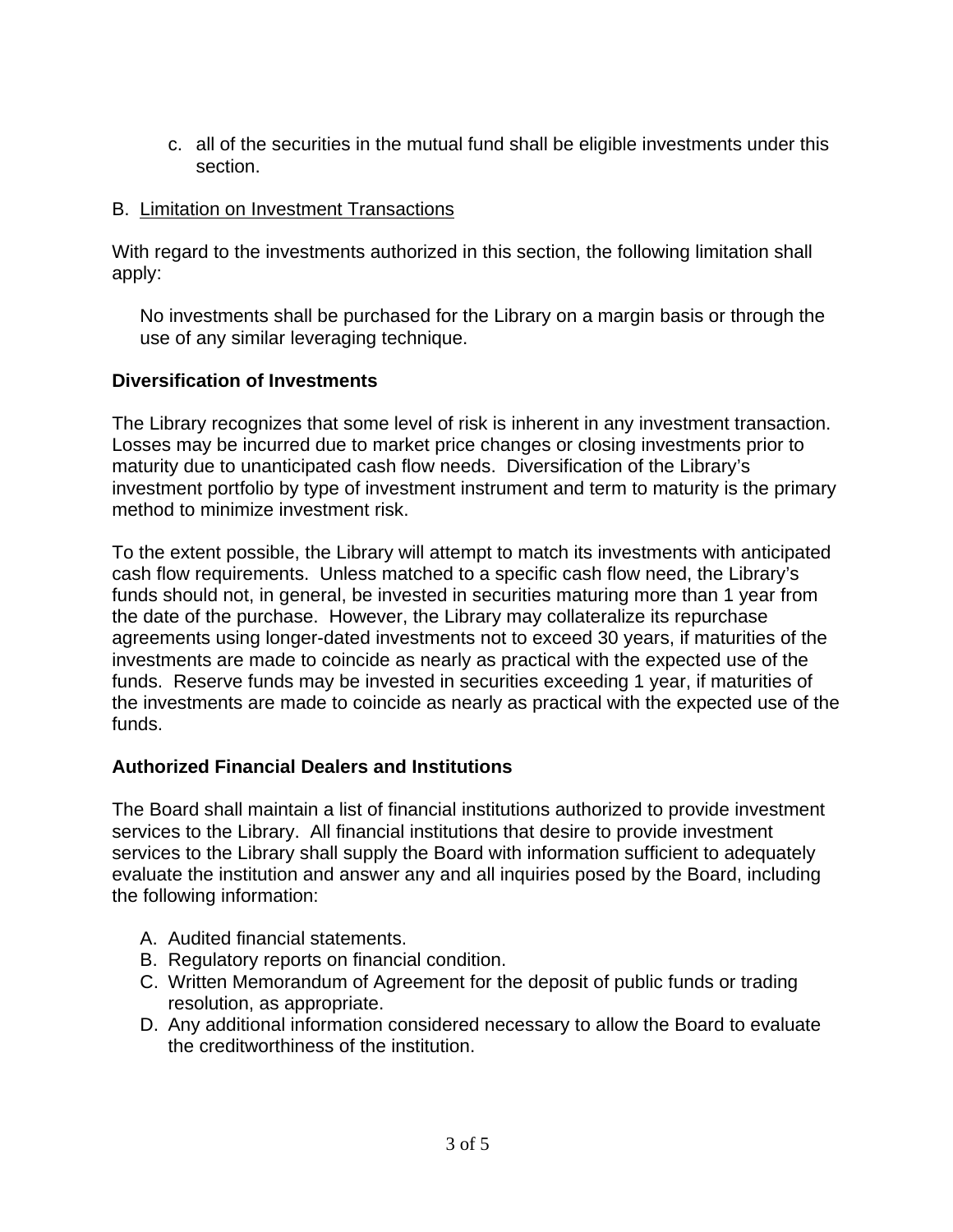c. all of the securities in the mutual fund shall be eligible investments under this section.

B. <u>Limitation on Investment Transactions</u>

With regard to the investments authorized in this section, the following limitation shall apply:

No investments shall be purchased for the Library on a margin basis or through the use of any similar leveraging technique.

**Diversification of Investments**

The Library recognizes that some level of risk is inherent in any investment transaction. Losses may be incurred due to market price changes or closing investments prior to maturity due to unanticipated cash flow needs. Diversification of the Library's investment portfolio by type of investment instrument and term to maturity is the primary method to minimize investment risk.

To the extent possible, the Library will attempt to match its investments with anticipated cash flow requirements. Unless matched to a specific cash flow need, the Library's funds should not, in general, be invested in securities maturing more than 1 year from the date of the purchase. However, the Library may collateralize its repurchase agreements using longer-dated investments not to exceed 30 years, if maturities of the investments are made to coincide as nearly as practical with the expected use of the funds. Reserve funds may be invested in securities exceeding 1 year, if maturities of the investments are made to coincide as nearly as practical with the expected use of the funds.

**Authorized Financial Dealers and Institutions**

The Board shall maintain a list of financial institutions authorized to provide investment services to the Library. All financial institutions that desire to provide investment services to the Library shall supply the Board with information sufficient to adequately evaluate the institution and answer any and all inquiries posed by the Board, including the following information:

A. Audited financial statements.
B. Regulatory reports on financial condition.
C. Written Memorandum of Agreement for the deposit of public funds or trading resolution, as appropriate.
D. Any additional information considered necessary to allow the Board to evaluate the creditworthiness of the institution.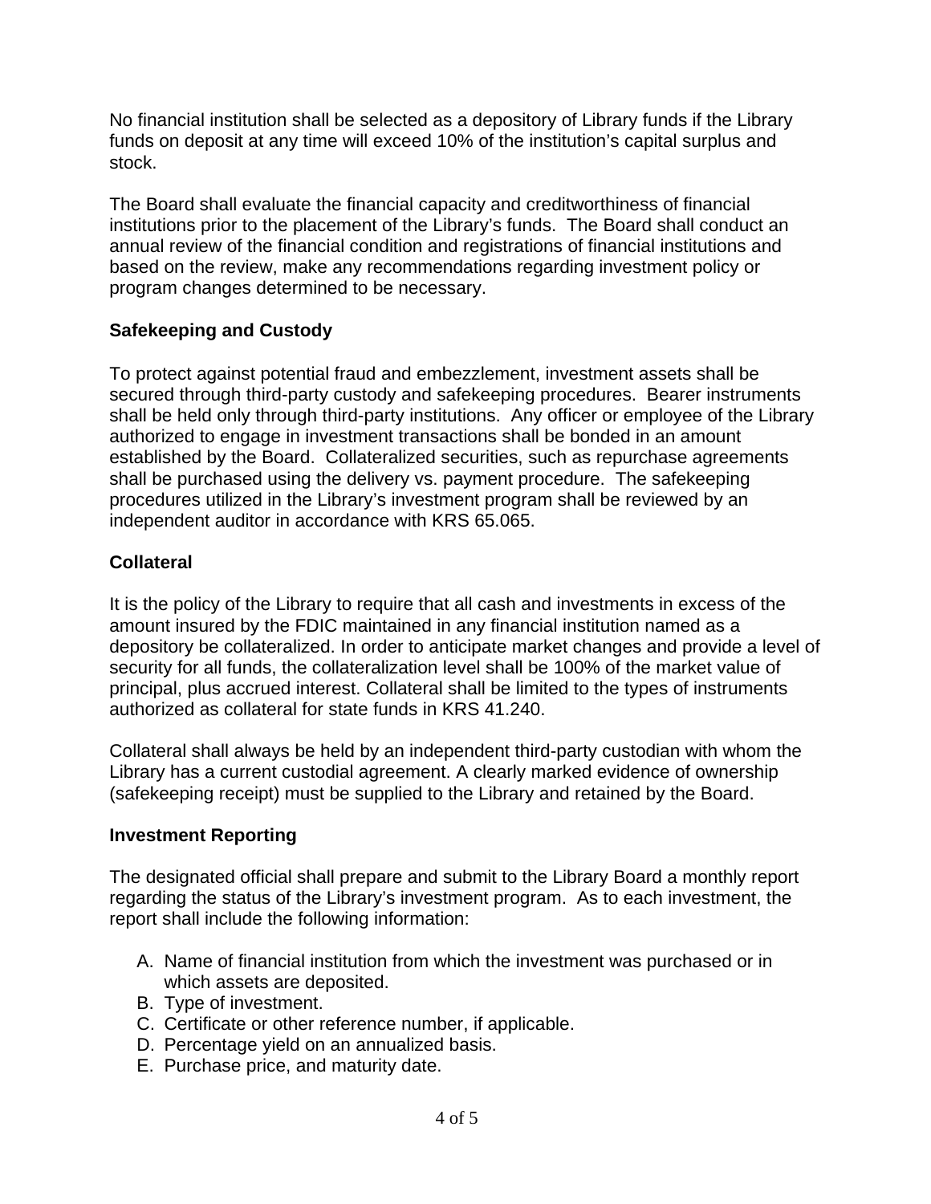No financial institution shall be selected as a depository of Library funds if the Library funds on deposit at any time will exceed 10% of the institution's capital surplus and stock.

The Board shall evaluate the financial capacity and creditworthiness of financial institutions prior to the placement of the Library's funds. The Board shall conduct an annual review of the financial condition and registrations of financial institutions and based on the review, make any recommendations regarding investment policy or program changes determined to be necessary.

**Safekeeping and Custody**

To protect against potential fraud and embezzlement, investment assets shall be secured through third-party custody and safekeeping procedures. Bearer instruments shall be held only through third-party institutions. Any officer or employee of the Library authorized to engage in investment transactions shall be bonded in an amount established by the Board. Collateralized securities, such as repurchase agreements shall be purchased using the delivery vs. payment procedure. The safekeeping procedures utilized in the Library's investment program shall be reviewed by an independent auditor in accordance with KRS 65.065.

**Collateral**

It is the policy of the Library to require that all cash and investments in excess of the amount insured by the FDIC maintained in any financial institution named as a depository be collateralized. In order to anticipate market changes and provide a level of security for all funds, the collateralization level shall be 100% of the market value of principal, plus accrued interest. Collateral shall be limited to the types of instruments authorized as collateral for state funds in KRS 41.240.

Collateral shall always be held by an independent third-party custodian with whom the Library has a current custodial agreement. A clearly marked evidence of ownership (safekeeping receipt) must be supplied to the Library and retained by the Board.

**Investment Reporting**

The designated official shall prepare and submit to the Library Board a monthly report regarding the status of the Library's investment program. As to each investment, the report shall include the following information:

A. Name of financial institution from which the investment was purchased or in which assets are deposited.
B. Type of investment.
C. Certificate or other reference number, if applicable.
D. Percentage yield on an annualized basis.
E. Purchase price, and maturity date.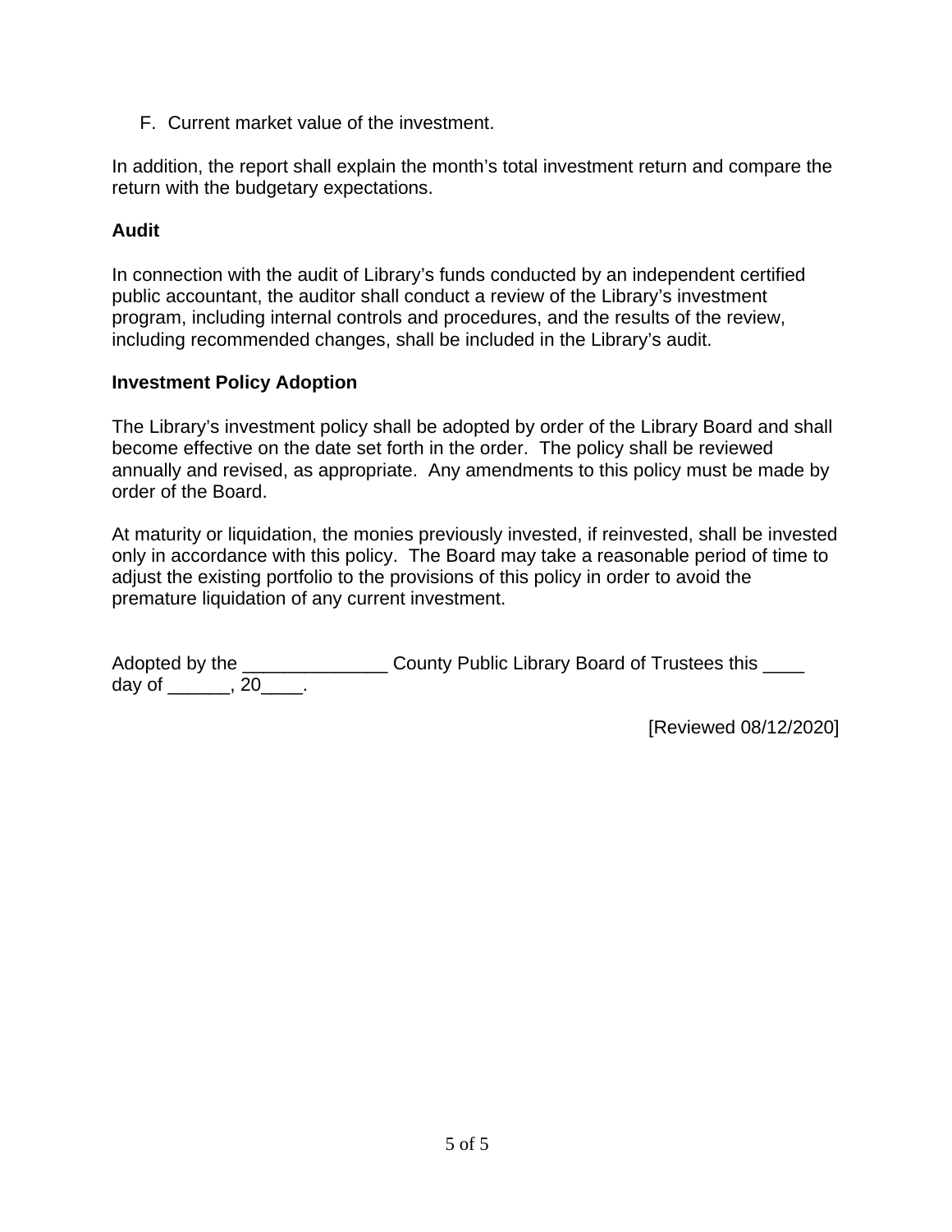F. Current market value of the investment.

In addition, the report shall explain the month's total investment return and compare the return with the budgetary expectations.

**Audit**

In connection with the audit of Library's funds conducted by an independent certified public accountant, the auditor shall conduct a review of the Library's investment program, including internal controls and procedures, and the results of the review, including recommended changes, shall be included in the Library's audit.

**Investment Policy Adoption**

The Library's investment policy shall be adopted by order of the Library Board and shall become effective on the date set forth in the order. The policy shall be reviewed annually and revised, as appropriate. Any amendments to this policy must be made by order of the Board.

At maturity or liquidation, the monies previously invested, if reinvested, shall be invested only in accordance with this policy. The Board may take a reasonable period of time to adjust the existing portfolio to the provisions of this policy in order to avoid the premature liquidation of any current investment.

Adopted by the ______________ County Public Library Board of Trustees this ____ day of ______, 20____.

[Reviewed 08/12/2020]